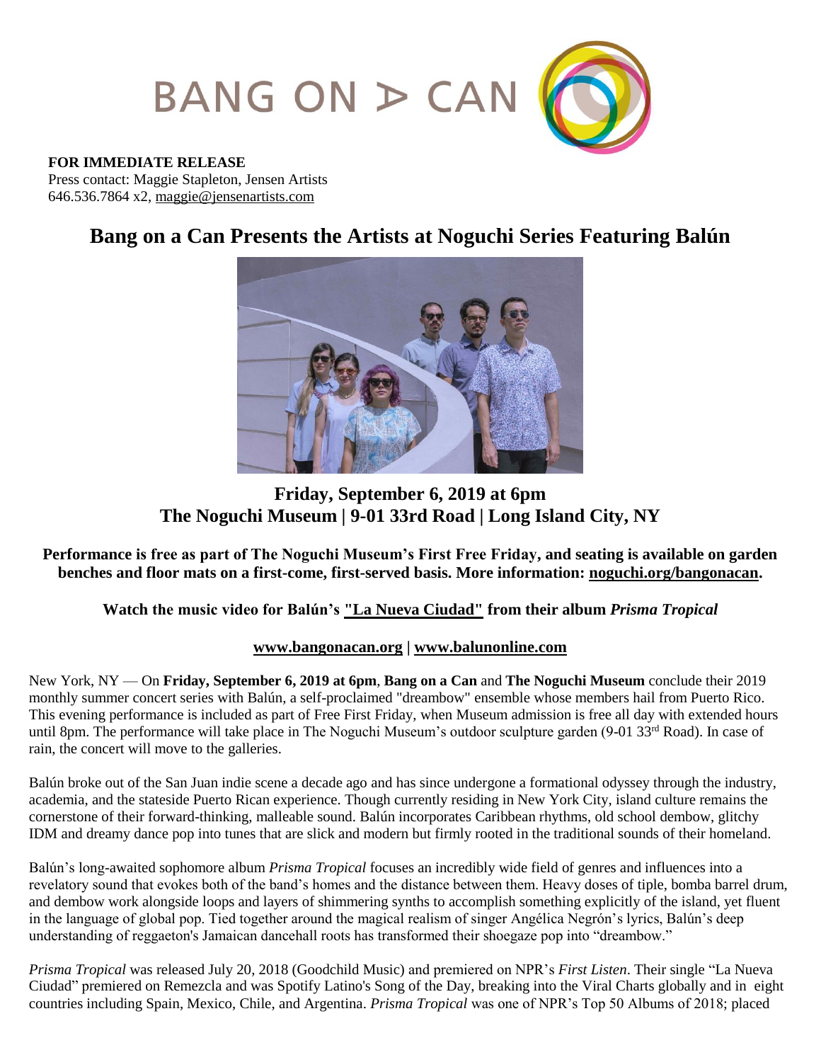**FOR IMMEDIATE RELEASE**
Press contact: Maggie Stapleton, Jensen Artists
646.536.7864 x2, maggie@jensenartists.com

# Bang on a Can Presents the Artists at Noguchi Series Featuring Balún

## Friday, September 6, 2019 at 6pm
## The Noguchi Museum | 9-01 33rd Road | Long Island City, NY

**Performance is free as part of The Noguchi Museum's First Free Friday, and seating is available on garden benches and floor mats on a first-come, first-served basis. More information: noguchi.org/bangonacan.**

**Watch the music video for Balún's "La Nueva Ciudad" from their album *Prisma Tropical***

**www.bangonacan.org | www.balunonline.com**

New York, NY — On **Friday, September 6, 2019 at 6pm**, **Bang on a Can** and **The Noguchi Museum** conclude their 2019 monthly summer concert series with Balún, a self-proclaimed "dreambow" ensemble whose members hail from Puerto Rico. This evening performance is included as part of Free First Friday, when Museum admission is free all day with extended hours until 8pm. The performance will take place in The Noguchi Museum's outdoor sculpture garden (9-01 33rd Road). In case of rain, the concert will move to the galleries.

Balún broke out of the San Juan indie scene a decade ago and has since undergone a formational odyssey through the industry, academia, and the stateside Puerto Rican experience. Though currently residing in New York City, island culture remains the cornerstone of their forward-thinking, malleable sound. Balún incorporates Caribbean rhythms, old school dembow, glitchy IDM and dreamy dance pop into tunes that are slick and modern but firmly rooted in the traditional sounds of their homeland.

Balún's long-awaited sophomore album *Prisma Tropical* focuses an incredibly wide field of genres and influences into a revelatory sound that evokes both of the band's homes and the distance between them. Heavy doses of tiple, bomba barrel drum, and dembow work alongside loops and layers of shimmering synths to accomplish something explicitly of the island, yet fluent in the language of global pop. Tied together around the magical realism of singer Angélica Negrón's lyrics, Balún's deep understanding of reggaeton's Jamaican dancehall roots has transformed their shoegaze pop into "dreambow."

*Prisma Tropical* was released July 20, 2018 (Goodchild Music) and premiered on NPR's *First Listen*. Their single "La Nueva Ciudad" premiered on Remezcla and was Spotify Latino's Song of the Day, breaking into the Viral Charts globally and in eight countries including Spain, Mexico, Chile, and Argentina. *Prisma Tropical* was one of NPR's Top 50 Albums of 2018; placed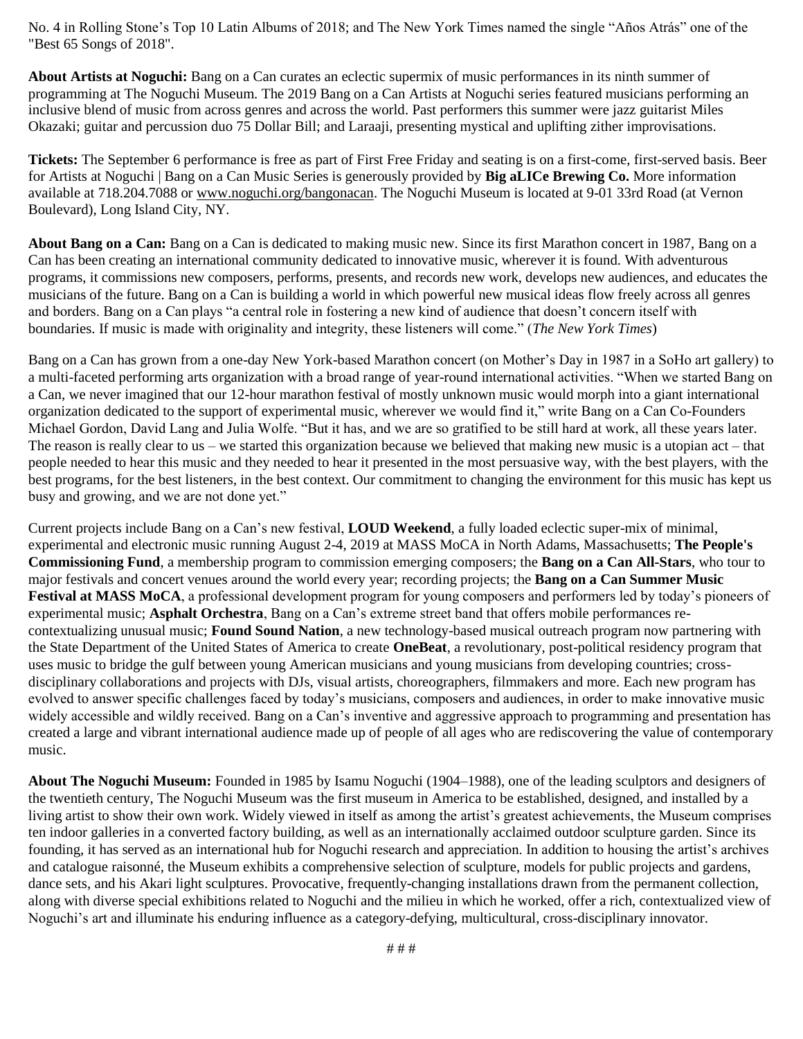No. 4 in Rolling Stone's Top 10 Latin Albums of 2018; and The New York Times named the single "Años Atrás" one of the "Best 65 Songs of 2018".

**About Artists at Noguchi:** Bang on a Can curates an eclectic supermix of music performances in its ninth summer of programming at The Noguchi Museum. The 2019 Bang on a Can Artists at Noguchi series featured musicians performing an inclusive blend of music from across genres and across the world. Past performers this summer were jazz guitarist Miles Okazaki; guitar and percussion duo 75 Dollar Bill; and Laraaji, presenting mystical and uplifting zither improvisations.

**Tickets:** The September 6 performance is free as part of First Free Friday and seating is on a first-come, first-served basis. Beer for Artists at Noguchi | Bang on a Can Music Series is generously provided by **Big aLICe Brewing Co.** More information available at 718.204.7088 or www.noguchi.org/bangonacan. The Noguchi Museum is located at 9-01 33rd Road (at Vernon Boulevard), Long Island City, NY.

**About Bang on a Can:** Bang on a Can is dedicated to making music new. Since its first Marathon concert in 1987, Bang on a Can has been creating an international community dedicated to innovative music, wherever it is found. With adventurous programs, it commissions new composers, performs, presents, and records new work, develops new audiences, and educates the musicians of the future. Bang on a Can is building a world in which powerful new musical ideas flow freely across all genres and borders. Bang on a Can plays "a central role in fostering a new kind of audience that doesn't concern itself with boundaries. If music is made with originality and integrity, these listeners will come." (*The New York Times*)

Bang on a Can has grown from a one-day New York-based Marathon concert (on Mother's Day in 1987 in a SoHo art gallery) to a multi-faceted performing arts organization with a broad range of year-round international activities. "When we started Bang on a Can, we never imagined that our 12-hour marathon festival of mostly unknown music would morph into a giant international organization dedicated to the support of experimental music, wherever we would find it," write Bang on a Can Co-Founders Michael Gordon, David Lang and Julia Wolfe. "But it has, and we are so gratified to be still hard at work, all these years later. The reason is really clear to us – we started this organization because we believed that making new music is a utopian act – that people needed to hear this music and they needed to hear it presented in the most persuasive way, with the best players, with the best programs, for the best listeners, in the best context. Our commitment to changing the environment for this music has kept us busy and growing, and we are not done yet."

Current projects include Bang on a Can's new festival, **LOUD Weekend**, a fully loaded eclectic super-mix of minimal, experimental and electronic music running August 2-4, 2019 at MASS MoCA in North Adams, Massachusetts; **The People's Commissioning Fund**, a membership program to commission emerging composers; the **Bang on a Can All-Stars**, who tour to major festivals and concert venues around the world every year; recording projects; the **Bang on a Can Summer Music Festival at MASS MoCA**, a professional development program for young composers and performers led by today's pioneers of experimental music; **Asphalt Orchestra**, Bang on a Can's extreme street band that offers mobile performances re-contextualizing unusual music; **Found Sound Nation**, a new technology-based musical outreach program now partnering with the State Department of the United States of America to create **OneBeat**, a revolutionary, post-political residency program that uses music to bridge the gulf between young American musicians and young musicians from developing countries; cross-disciplinary collaborations and projects with DJs, visual artists, choreographers, filmmakers and more. Each new program has evolved to answer specific challenges faced by today's musicians, composers and audiences, in order to make innovative music widely accessible and wildly received. Bang on a Can's inventive and aggressive approach to programming and presentation has created a large and vibrant international audience made up of people of all ages who are rediscovering the value of contemporary music.

**About The Noguchi Museum:** Founded in 1985 by Isamu Noguchi (1904–1988), one of the leading sculptors and designers of the twentieth century, The Noguchi Museum was the first museum in America to be established, designed, and installed by a living artist to show their own work. Widely viewed in itself as among the artist's greatest achievements, the Museum comprises ten indoor galleries in a converted factory building, as well as an internationally acclaimed outdoor sculpture garden. Since its founding, it has served as an international hub for Noguchi research and appreciation. In addition to housing the artist's archives and catalogue raisonné, the Museum exhibits a comprehensive selection of sculpture, models for public projects and gardens, dance sets, and his Akari light sculptures. Provocative, frequently-changing installations drawn from the permanent collection, along with diverse special exhibitions related to Noguchi and the milieu in which he worked, offer a rich, contextualized view of Noguchi's art and illuminate his enduring influence as a category-defying, multicultural, cross-disciplinary innovator.

# # #